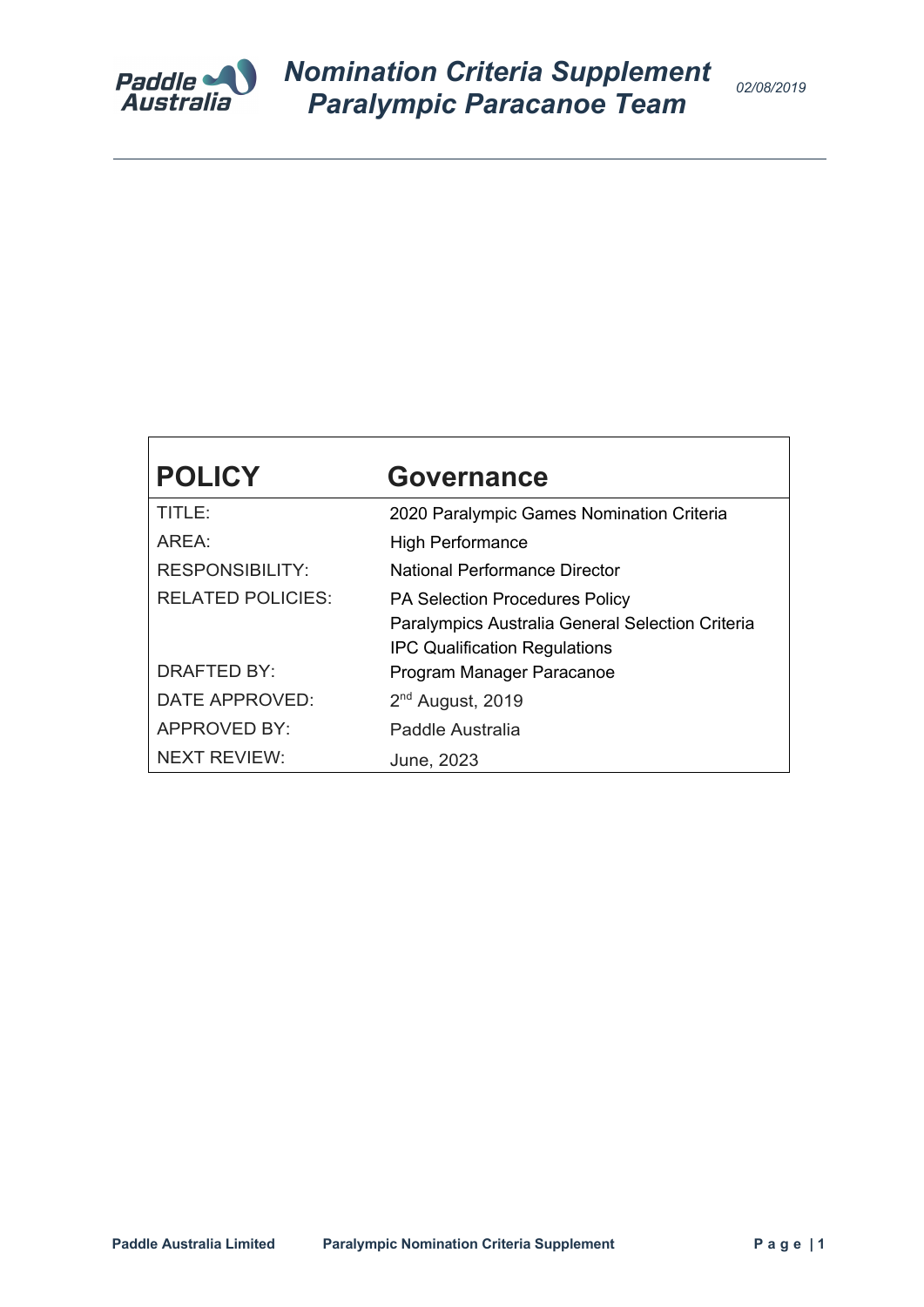# Nomination Criteria Supplement
# Paralympic Paracanoe Team

*02/08/2019*

| POLICY | Governance |
|---|---|
| TITLE: | 2020 Paralympic Games Nomination Criteria |
| AREA: | High Performance |
| RESPONSIBILITY: | National Performance Director |
| RELATED POLICIES: | PA Selection Procedures Policy<br>Paralympics Australia General Selection Criteria<br>IPC Qualification Regulations |
| DRAFTED BY: | Program Manager Paracanoe |
| DATE APPROVED: | 2nd August, 2019 |
| APPROVED BY: | Paddle Australia |
| NEXT REVIEW: | June, 2023 |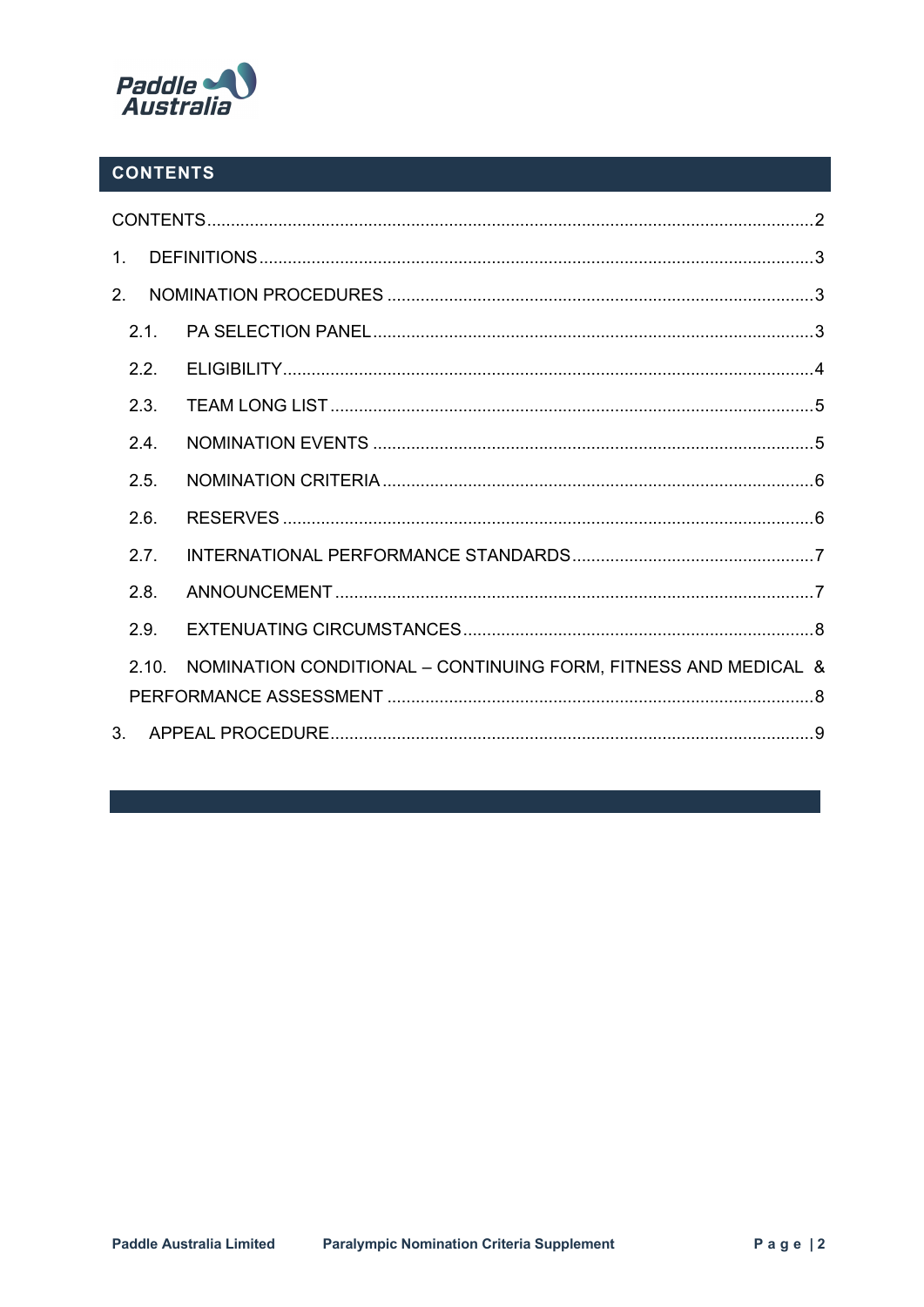## CONTENTS

CONTENTS ........................................................................................................ 2

1. DEFINITIONS ................................................................................................ 3

2. NOMINATION PROCEDURES ......................................................................... 3

   2.1. PA SELECTION PANEL ............................................................................ 3

   2.2. ELIGIBILITY ............................................................................................. 4

   2.3. TEAM LONG LIST ..................................................................................... 5

   2.4. NOMINATION EVENTS ............................................................................. 5

   2.5. NOMINATION CRITERIA ........................................................................... 6

   2.6. RESERVES ............................................................................................... 6

   2.7. INTERNATIONAL PERFORMANCE STANDARDS .......................................... 7

   2.8. ANNOUNCEMENT ..................................................................................... 7

   2.9. EXTENUATING CIRCUMSTANCES .............................................................. 8

   2.10. NOMINATION CONDITIONAL – CONTINUING FORM, FITNESS AND MEDICAL & PERFORMANCE ASSESSMENT ........................................................................ 8

3. APPEAL PROCEDURE ..................................................................................... 9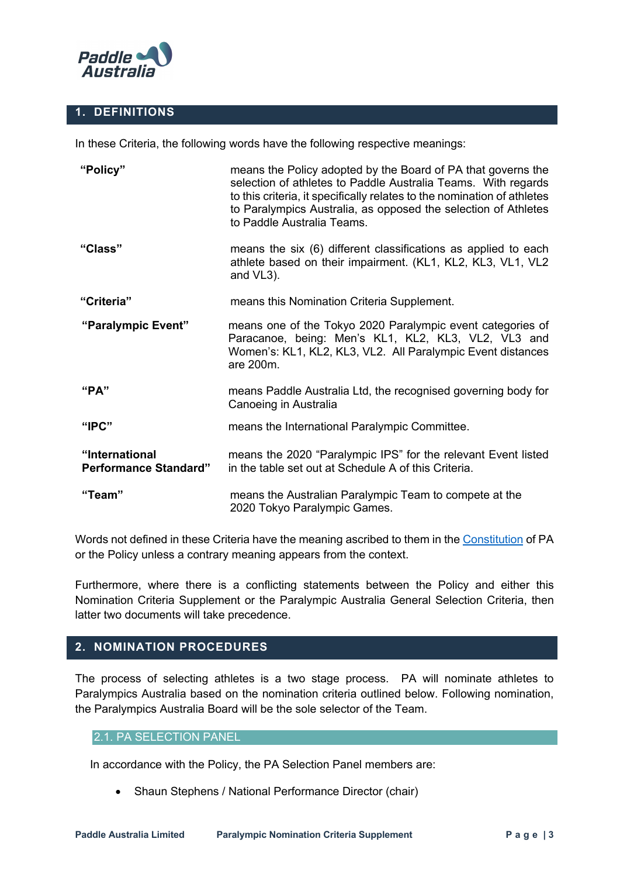## 1. DEFINITIONS

In these Criteria, the following words have the following respective meanings:

| | |
|---|---|
| **"Policy"** | means the Policy adopted by the Board of PA that governs the selection of athletes to Paddle Australia Teams. With regards to this criteria, it specifically relates to the nomination of athletes to Paralympics Australia, as opposed the selection of Athletes to Paddle Australia Teams. |
| **"Class"** | means the six (6) different classifications as applied to each athlete based on their impairment. (KL1, KL2, KL3, VL1, VL2 and VL3). |
| **"Criteria"** | means this Nomination Criteria Supplement. |
| **"Paralympic Event"** | means one of the Tokyo 2020 Paralympic event categories of Paracanoe, being: Men's KL1, KL2, KL3, VL2, VL3 and Women's: KL1, KL2, KL3, VL2. All Paralympic Event distances are 200m. |
| **"PA"** | means Paddle Australia Ltd, the recognised governing body for Canoeing in Australia |
| **"IPC"** | means the International Paralympic Committee. |
| **"International Performance Standard"** | means the 2020 "Paralympic IPS" for the relevant Event listed in the table set out at Schedule A of this Criteria. |
| **"Team"** | means the Australian Paralympic Team to compete at the 2020 Tokyo Paralympic Games. |

Words not defined in these Criteria have the meaning ascribed to them in the Constitution of PA or the Policy unless a contrary meaning appears from the context.

Furthermore, where there is a conflicting statements between the Policy and either this Nomination Criteria Supplement or the Paralympic Australia General Selection Criteria, then latter two documents will take precedence.

## 2. NOMINATION PROCEDURES

The process of selecting athletes is a two stage process. PA will nominate athletes to Paralympics Australia based on the nomination criteria outlined below. Following nomination, the Paralympics Australia Board will be the sole selector of the Team.

### 2.1. PA SELECTION PANEL

In accordance with the Policy, the PA Selection Panel members are:

- Shaun Stephens / National Performance Director (chair)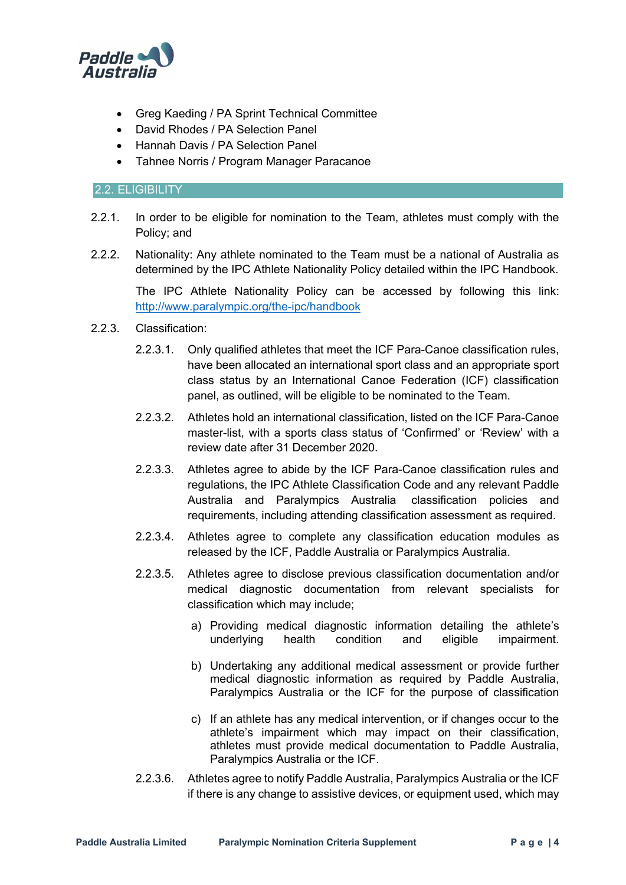- Greg Kaeding / PA Sprint Technical Committee
- David Rhodes / PA Selection Panel
- Hannah Davis / PA Selection Panel
- Tahnee Norris / Program Manager Paracanoe

## 2.2. ELIGIBILITY

2.2.1. In order to be eligible for nomination to the Team, athletes must comply with the Policy; and

2.2.2. Nationality: Any athlete nominated to the Team must be a national of Australia as determined by the IPC Athlete Nationality Policy detailed within the IPC Handbook.

The IPC Athlete Nationality Policy can be accessed by following this link: [http://www.paralympic.org/the-ipc/handbook](http://www.paralympic.org/the-ipc/handbook)

2.2.3. Classification:

2.2.3.1. Only qualified athletes that meet the ICF Para-Canoe classification rules, have been allocated an international sport class and an appropriate sport class status by an International Canoe Federation (ICF) classification panel, as outlined, will be eligible to be nominated to the Team.

2.2.3.2. Athletes hold an international classification, listed on the ICF Para-Canoe master-list, with a sports class status of 'Confirmed' or 'Review' with a review date after 31 December 2020.

2.2.3.3. Athletes agree to abide by the ICF Para-Canoe classification rules and regulations, the IPC Athlete Classification Code and any relevant Paddle Australia and Paralympics Australia classification policies and requirements, including attending classification assessment as required.

2.2.3.4. Athletes agree to complete any classification education modules as released by the ICF, Paddle Australia or Paralympics Australia.

2.2.3.5. Athletes agree to disclose previous classification documentation and/or medical diagnostic documentation from relevant specialists for classification which may include;

a) Providing medical diagnostic information detailing the athlete's underlying health condition and eligible impairment.

b) Undertaking any additional medical assessment or provide further medical diagnostic information as required by Paddle Australia, Paralympics Australia or the ICF for the purpose of classification

c) If an athlete has any medical intervention, or if changes occur to the athlete's impairment which may impact on their classification, athletes must provide medical documentation to Paddle Australia, Paralympics Australia or the ICF.

2.2.3.6. Athletes agree to notify Paddle Australia, Paralympics Australia or the ICF if there is any change to assistive devices, or equipment used, which may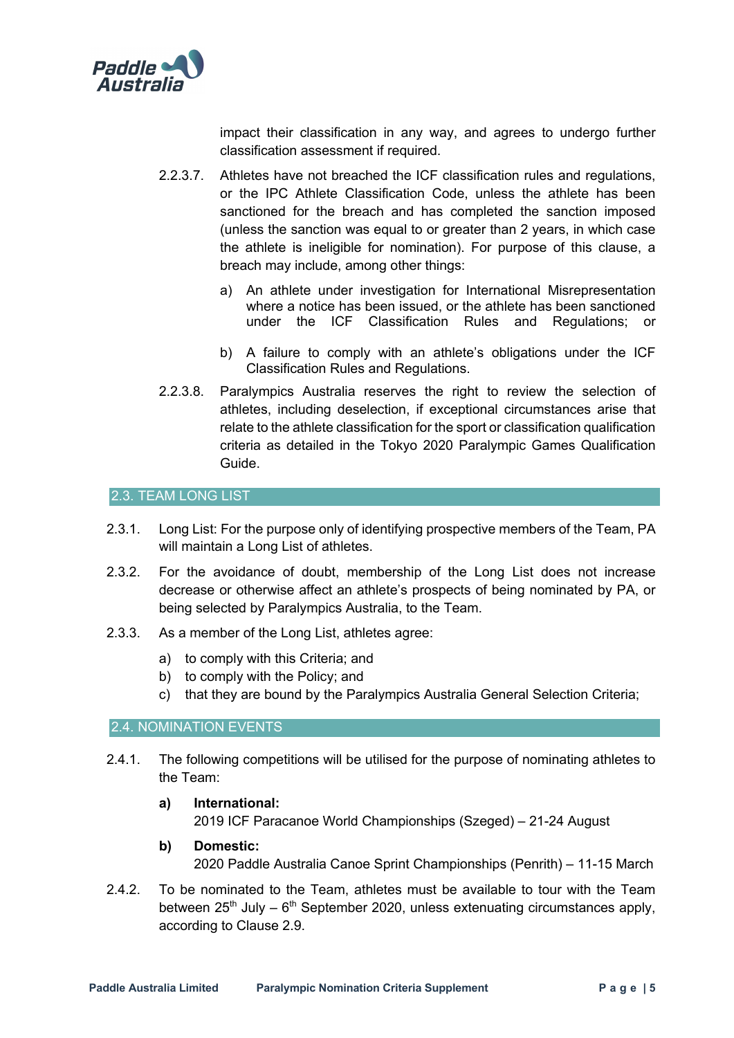impact their classification in any way, and agrees to undergo further classification assessment if required.

2.2.3.7. Athletes have not breached the ICF classification rules and regulations, or the IPC Athlete Classification Code, unless the athlete has been sanctioned for the breach and has completed the sanction imposed (unless the sanction was equal to or greater than 2 years, in which case the athlete is ineligible for nomination). For purpose of this clause, a breach may include, among other things:

a) An athlete under investigation for International Misrepresentation where a notice has been issued, or the athlete has been sanctioned under the ICF Classification Rules and Regulations; or

b) A failure to comply with an athlete's obligations under the ICF Classification Rules and Regulations.

2.2.3.8. Paralympics Australia reserves the right to review the selection of athletes, including deselection, if exceptional circumstances arise that relate to the athlete classification for the sport or classification qualification criteria as detailed in the Tokyo 2020 Paralympic Games Qualification Guide.

## 2.3. TEAM LONG LIST

2.3.1. Long List: For the purpose only of identifying prospective members of the Team, PA will maintain a Long List of athletes.

2.3.2. For the avoidance of doubt, membership of the Long List does not increase decrease or otherwise affect an athlete's prospects of being nominated by PA, or being selected by Paralympics Australia, to the Team.

2.3.3. As a member of the Long List, athletes agree:

a) to comply with this Criteria; and
b) to comply with the Policy; and
c) that they are bound by the Paralympics Australia General Selection Criteria;

## 2.4. NOMINATION EVENTS

2.4.1. The following competitions will be utilised for the purpose of nominating athletes to the Team:

**a) International:**
2019 ICF Paracanoe World Championships (Szeged) – 21-24 August

**b) Domestic:**
2020 Paddle Australia Canoe Sprint Championships (Penrith) – 11-15 March

2.4.2. To be nominated to the Team, athletes must be available to tour with the Team between 25th July – 6th September 2020, unless extenuating circumstances apply, according to Clause 2.9.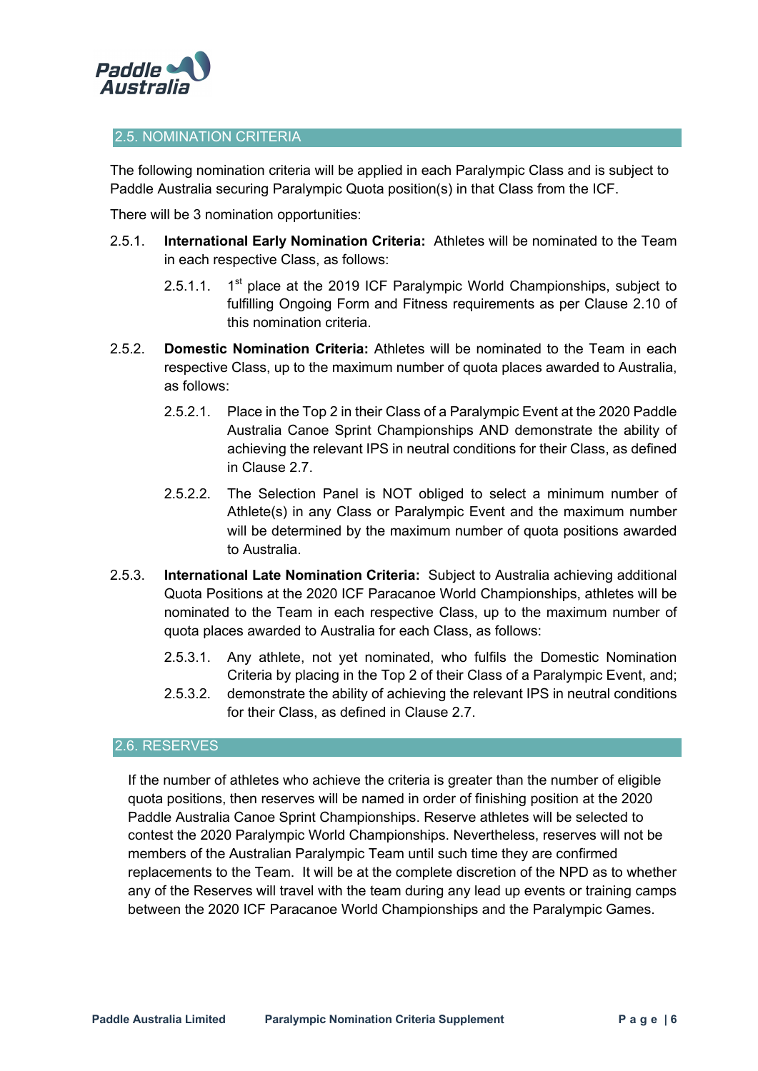## 2.5. NOMINATION CRITERIA

The following nomination criteria will be applied in each Paralympic Class and is subject to Paddle Australia securing Paralympic Quota position(s) in that Class from the ICF.

There will be 3 nomination opportunities:

2.5.1. **International Early Nomination Criteria:** Athletes will be nominated to the Team in each respective Class, as follows:

> 2.5.1.1. 1st place at the 2019 ICF Paralympic World Championships, subject to fulfilling Ongoing Form and Fitness requirements as per Clause 2.10 of this nomination criteria.

2.5.2. **Domestic Nomination Criteria:** Athletes will be nominated to the Team in each respective Class, up to the maximum number of quota places awarded to Australia, as follows:

> 2.5.2.1. Place in the Top 2 in their Class of a Paralympic Event at the 2020 Paddle Australia Canoe Sprint Championships AND demonstrate the ability of achieving the relevant IPS in neutral conditions for their Class, as defined in Clause 2.7.
>
> 2.5.2.2. The Selection Panel is NOT obliged to select a minimum number of Athlete(s) in any Class or Paralympic Event and the maximum number will be determined by the maximum number of quota positions awarded to Australia.

2.5.3. **International Late Nomination Criteria:** Subject to Australia achieving additional Quota Positions at the 2020 ICF Paracanoe World Championships, athletes will be nominated to the Team in each respective Class, up to the maximum number of quota places awarded to Australia for each Class, as follows:

> 2.5.3.1. Any athlete, not yet nominated, who fulfils the Domestic Nomination Criteria by placing in the Top 2 of their Class of a Paralympic Event, and;
>
> 2.5.3.2. demonstrate the ability of achieving the relevant IPS in neutral conditions for their Class, as defined in Clause 2.7.

## 2.6. RESERVES

If the number of athletes who achieve the criteria is greater than the number of eligible quota positions, then reserves will be named in order of finishing position at the 2020 Paddle Australia Canoe Sprint Championships. Reserve athletes will be selected to contest the 2020 Paralympic World Championships. Nevertheless, reserves will not be members of the Australian Paralympic Team until such time they are confirmed replacements to the Team. It will be at the complete discretion of the NPD as to whether any of the Reserves will travel with the team during any lead up events or training camps between the 2020 ICF Paracanoe World Championships and the Paralympic Games.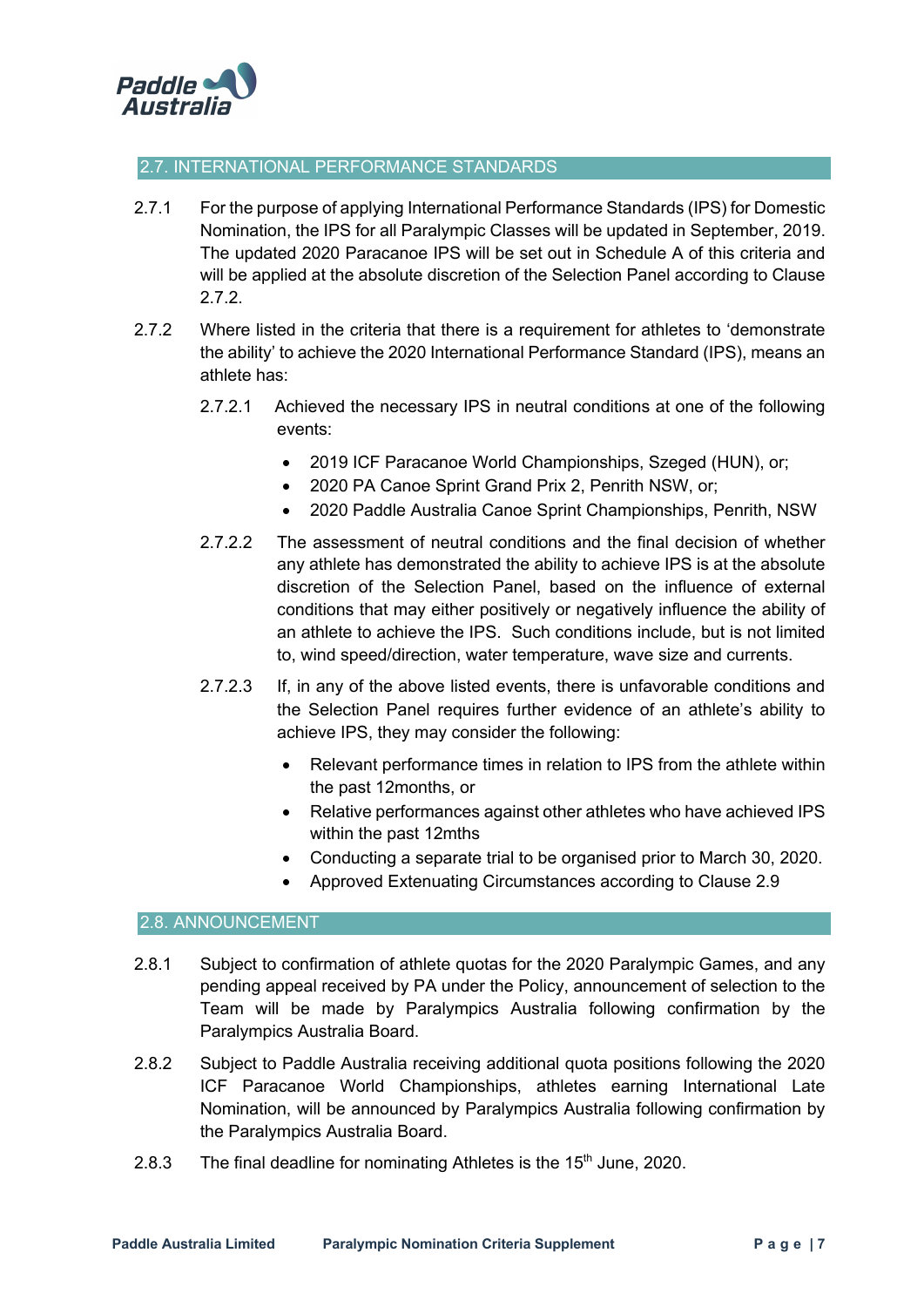## 2.7. INTERNATIONAL PERFORMANCE STANDARDS

2.7.1 For the purpose of applying International Performance Standards (IPS) for Domestic Nomination, the IPS for all Paralympic Classes will be updated in September, 2019. The updated 2020 Paracanoe IPS will be set out in Schedule A of this criteria and will be applied at the absolute discretion of the Selection Panel according to Clause 2.7.2.

2.7.2 Where listed in the criteria that there is a requirement for athletes to 'demonstrate the ability' to achieve the 2020 International Performance Standard (IPS), means an athlete has:

2.7.2.1 Achieved the necessary IPS in neutral conditions at one of the following events:

- 2019 ICF Paracanoe World Championships, Szeged (HUN), or;
- 2020 PA Canoe Sprint Grand Prix 2, Penrith NSW, or;
- 2020 Paddle Australia Canoe Sprint Championships, Penrith, NSW

2.7.2.2 The assessment of neutral conditions and the final decision of whether any athlete has demonstrated the ability to achieve IPS is at the absolute discretion of the Selection Panel, based on the influence of external conditions that may either positively or negatively influence the ability of an athlete to achieve the IPS. Such conditions include, but is not limited to, wind speed/direction, water temperature, wave size and currents.

2.7.2.3 If, in any of the above listed events, there is unfavorable conditions and the Selection Panel requires further evidence of an athlete's ability to achieve IPS, they may consider the following:

- Relevant performance times in relation to IPS from the athlete within the past 12months, or
- Relative performances against other athletes who have achieved IPS within the past 12mths
- Conducting a separate trial to be organised prior to March 30, 2020.
- Approved Extenuating Circumstances according to Clause 2.9

## 2.8. ANNOUNCEMENT

2.8.1 Subject to confirmation of athlete quotas for the 2020 Paralympic Games, and any pending appeal received by PA under the Policy, announcement of selection to the Team will be made by Paralympics Australia following confirmation by the Paralympics Australia Board.

2.8.2 Subject to Paddle Australia receiving additional quota positions following the 2020 ICF Paracanoe World Championships, athletes earning International Late Nomination, will be announced by Paralympics Australia following confirmation by the Paralympics Australia Board.

2.8.3 The final deadline for nominating Athletes is the 15th June, 2020.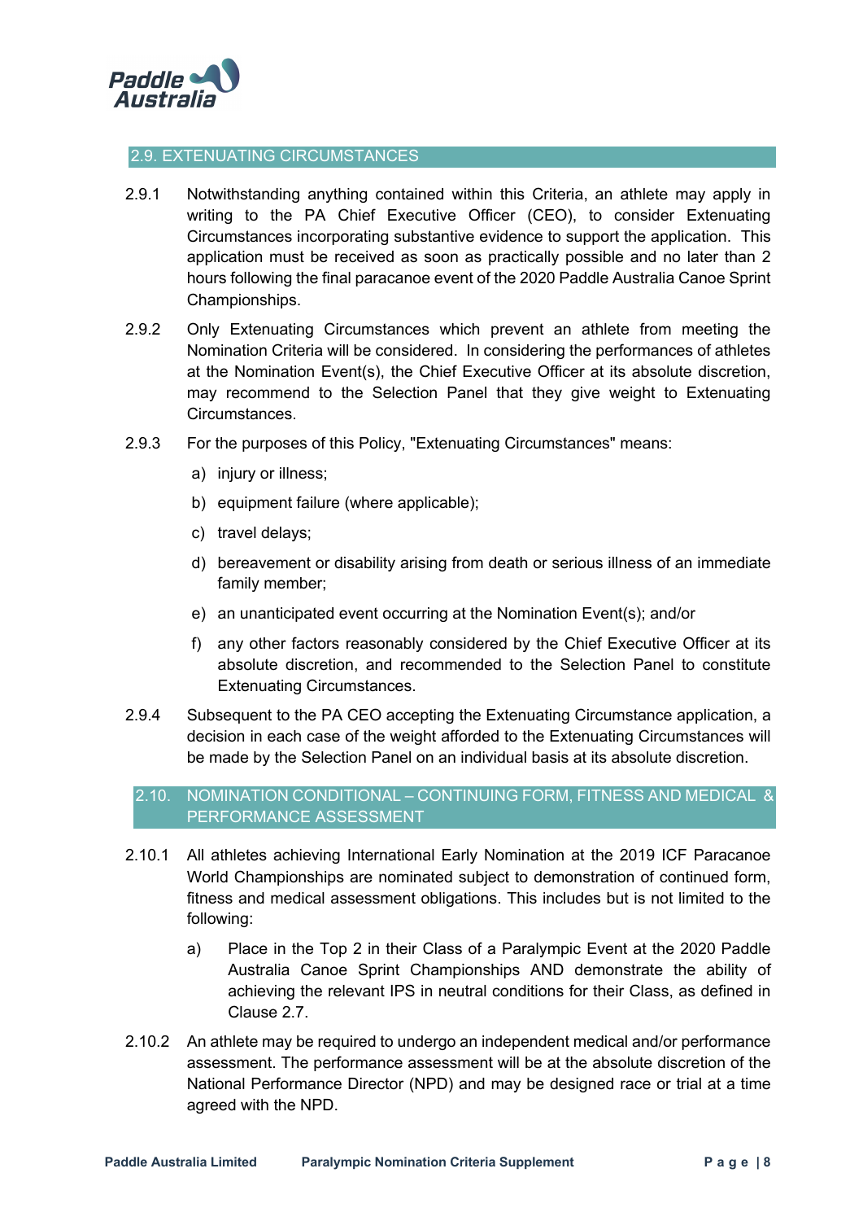## 2.9. EXTENUATING CIRCUMSTANCES

2.9.1 Notwithstanding anything contained within this Criteria, an athlete may apply in writing to the PA Chief Executive Officer (CEO), to consider Extenuating Circumstances incorporating substantive evidence to support the application. This application must be received as soon as practically possible and no later than 2 hours following the final paracanoe event of the 2020 Paddle Australia Canoe Sprint Championships.

2.9.2 Only Extenuating Circumstances which prevent an athlete from meeting the Nomination Criteria will be considered. In considering the performances of athletes at the Nomination Event(s), the Chief Executive Officer at its absolute discretion, may recommend to the Selection Panel that they give weight to Extenuating Circumstances.

2.9.3 For the purposes of this Policy, "Extenuating Circumstances" means:

a) injury or illness;

b) equipment failure (where applicable);

c) travel delays;

d) bereavement or disability arising from death or serious illness of an immediate family member;

e) an unanticipated event occurring at the Nomination Event(s); and/or

f) any other factors reasonably considered by the Chief Executive Officer at its absolute discretion, and recommended to the Selection Panel to constitute Extenuating Circumstances.

2.9.4 Subsequent to the PA CEO accepting the Extenuating Circumstance application, a decision in each case of the weight afforded to the Extenuating Circumstances will be made by the Selection Panel on an individual basis at its absolute discretion.

## 2.10. NOMINATION CONDITIONAL – CONTINUING FORM, FITNESS AND MEDICAL & PERFORMANCE ASSESSMENT

2.10.1 All athletes achieving International Early Nomination at the 2019 ICF Paracanoe World Championships are nominated subject to demonstration of continued form, fitness and medical assessment obligations. This includes but is not limited to the following:

a) Place in the Top 2 in their Class of a Paralympic Event at the 2020 Paddle Australia Canoe Sprint Championships AND demonstrate the ability of achieving the relevant IPS in neutral conditions for their Class, as defined in Clause 2.7.

2.10.2 An athlete may be required to undergo an independent medical and/or performance assessment. The performance assessment will be at the absolute discretion of the National Performance Director (NPD) and may be designed race or trial at a time agreed with the NPD.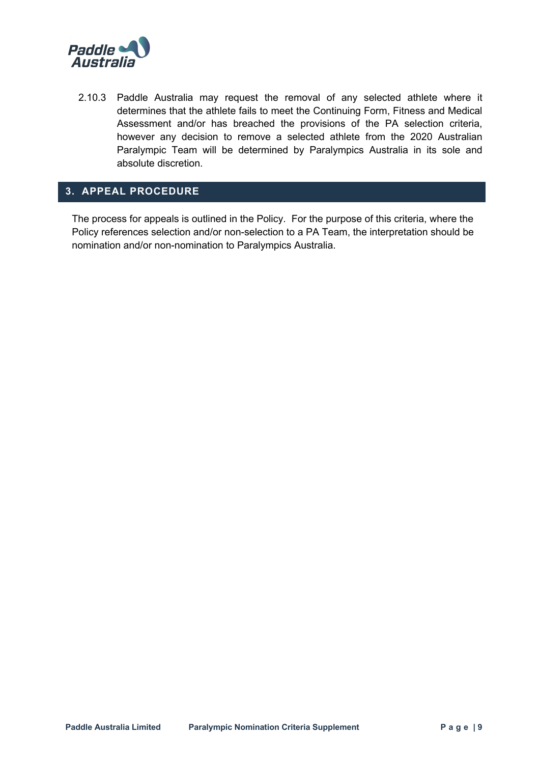2.10.3 Paddle Australia may request the removal of any selected athlete where it determines that the athlete fails to meet the Continuing Form, Fitness and Medical Assessment and/or has breached the provisions of the PA selection criteria, however any decision to remove a selected athlete from the 2020 Australian Paralympic Team will be determined by Paralympics Australia in its sole and absolute discretion.

## 3. APPEAL PROCEDURE

The process for appeals is outlined in the Policy. For the purpose of this criteria, where the Policy references selection and/or non-selection to a PA Team, the interpretation should be nomination and/or non-nomination to Paralympics Australia.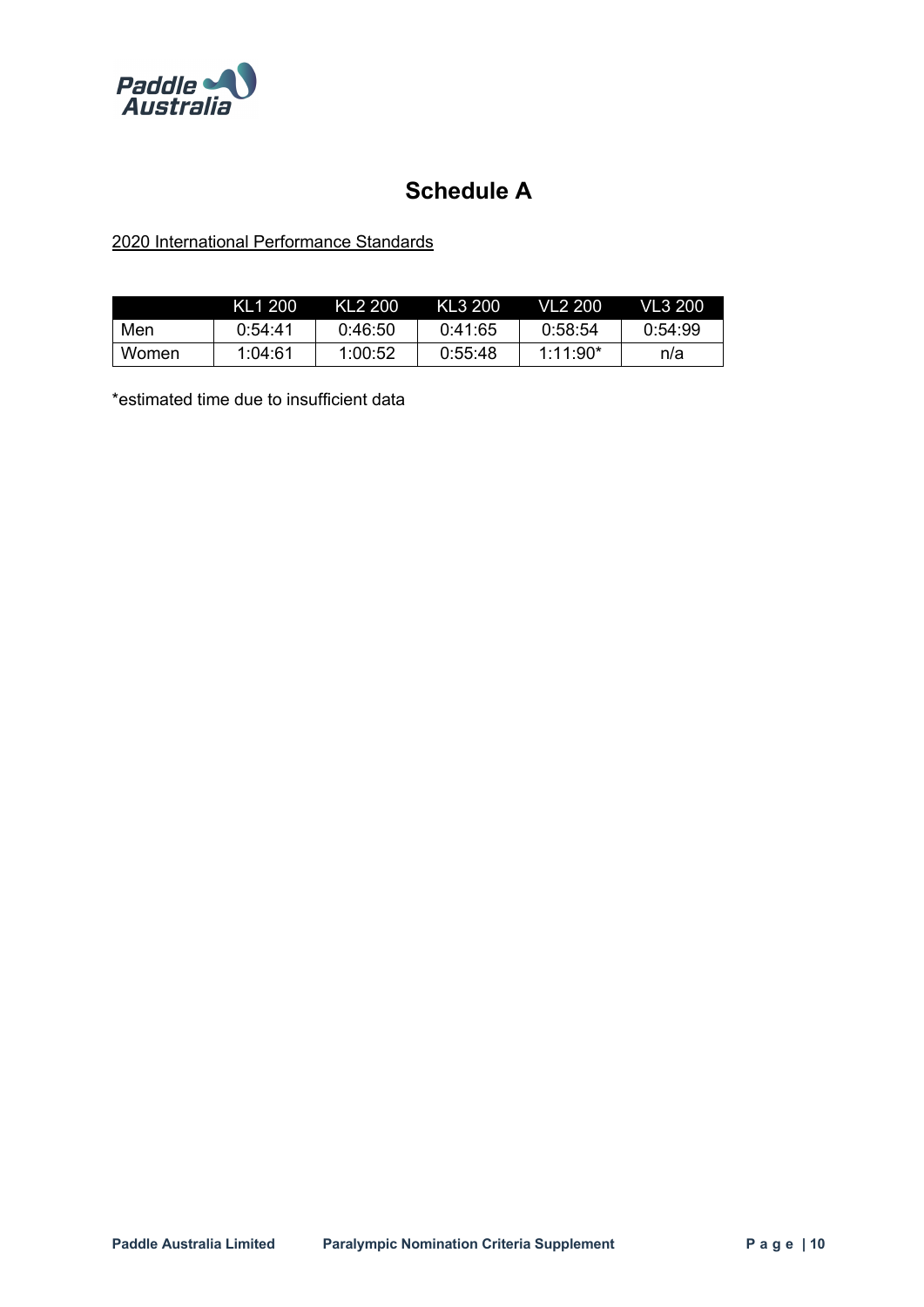# Schedule A

2020 International Performance Standards

| | KL1 200 | KL2 200 | KL3 200 | VL2 200 | VL3 200 |
|---|---|---|---|---|---|
| Men | 0:54:41 | 0:46:50 | 0:41:65 | 0:58:54 | 0:54:99 |
| Women | 1:04:61 | 1:00:52 | 0:55:48 | 1:11:90* | n/a |

*estimated time due to insufficient data